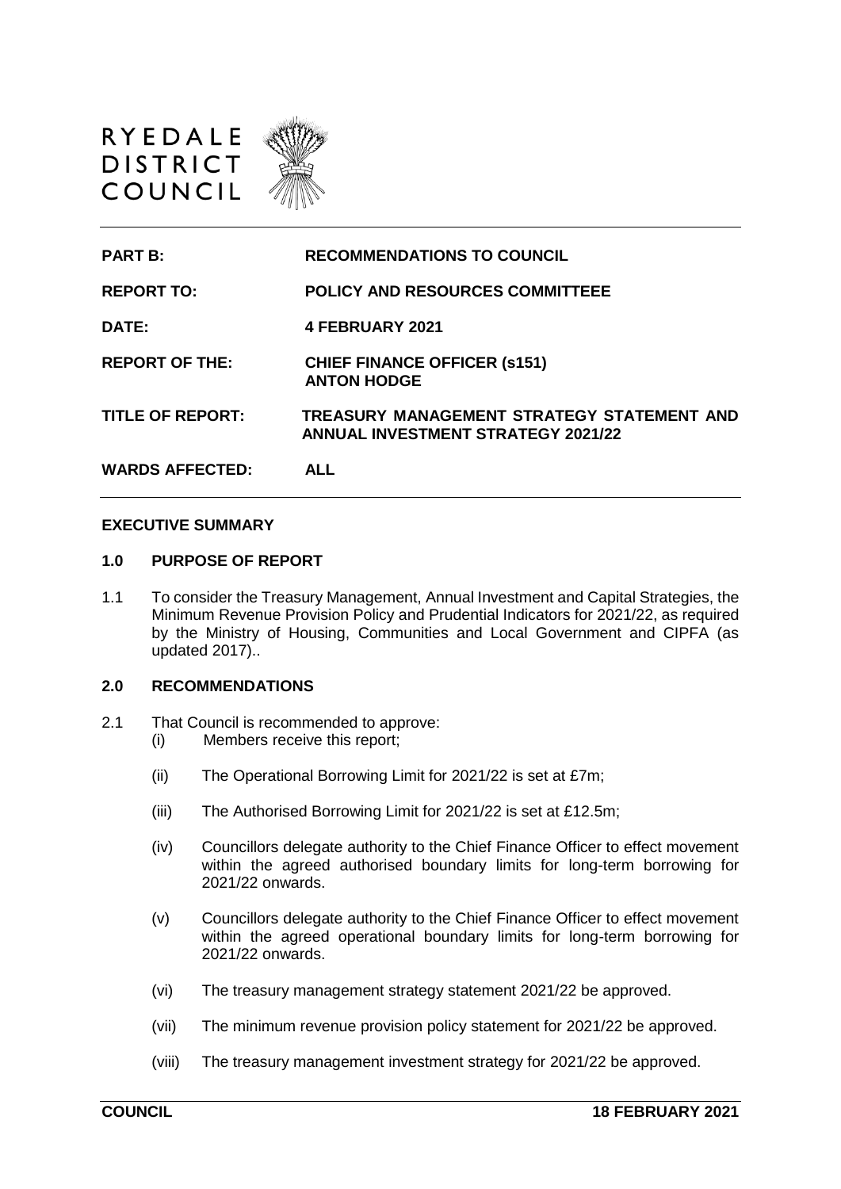RYEDALE
DISTRICT
COUNCIL

| | |
|---|---|
| **PART B:** | **RECOMMENDATIONS TO COUNCIL** |
| **REPORT TO:** | **POLICY AND RESOURCES COMMITTEEE** |
| **DATE:** | **4 FEBRUARY 2021** |
| **REPORT OF THE:** | **CHIEF FINANCE OFFICER (s151) ANTON HODGE** |
| **TITLE OF REPORT:** | **TREASURY MANAGEMENT STRATEGY STATEMENT AND ANNUAL INVESTMENT STRATEGY 2021/22** |
| **WARDS AFFECTED:** | **ALL** |

## EXECUTIVE SUMMARY

### 1.0 PURPOSE OF REPORT

1.1 To consider the Treasury Management, Annual Investment and Capital Strategies, the Minimum Revenue Provision Policy and Prudential Indicators for 2021/22, as required by the Ministry of Housing, Communities and Local Government and CIPFA (as updated 2017)..

### 2.0 RECOMMENDATIONS

2.1 That Council is recommended to approve:

(i) Members receive this report;

(ii) The Operational Borrowing Limit for 2021/22 is set at £7m;

(iii) The Authorised Borrowing Limit for 2021/22 is set at £12.5m;

(iv) Councillors delegate authority to the Chief Finance Officer to effect movement within the agreed authorised boundary limits for long-term borrowing for 2021/22 onwards.

(v) Councillors delegate authority to the Chief Finance Officer to effect movement within the agreed operational boundary limits for long-term borrowing for 2021/22 onwards.

(vi) The treasury management strategy statement 2021/22 be approved.

(vii) The minimum revenue provision policy statement for 2021/22 be approved.

(viii) The treasury management investment strategy for 2021/22 be approved.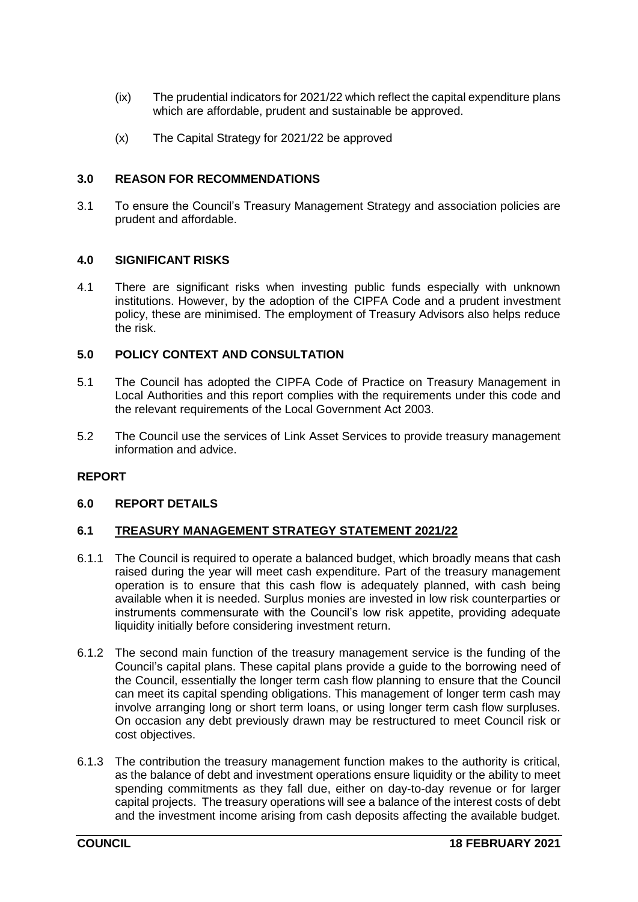(ix) The prudential indicators for 2021/22 which reflect the capital expenditure plans which are affordable, prudent and sustainable be approved.

(x) The Capital Strategy for 2021/22 be approved

## 3.0 REASON FOR RECOMMENDATIONS

3.1 To ensure the Council's Treasury Management Strategy and association policies are prudent and affordable.

## 4.0 SIGNIFICANT RISKS

4.1 There are significant risks when investing public funds especially with unknown institutions. However, by the adoption of the CIPFA Code and a prudent investment policy, these are minimised. The employment of Treasury Advisors also helps reduce the risk.

## 5.0 POLICY CONTEXT AND CONSULTATION

5.1 The Council has adopted the CIPFA Code of Practice on Treasury Management in Local Authorities and this report complies with the requirements under this code and the relevant requirements of the Local Government Act 2003.

5.2 The Council use the services of Link Asset Services to provide treasury management information and advice.

## REPORT

## 6.0 REPORT DETAILS

### 6.1 TREASURY MANAGEMENT STRATEGY STATEMENT 2021/22

6.1.1 The Council is required to operate a balanced budget, which broadly means that cash raised during the year will meet cash expenditure. Part of the treasury management operation is to ensure that this cash flow is adequately planned, with cash being available when it is needed. Surplus monies are invested in low risk counterparties or instruments commensurate with the Council's low risk appetite, providing adequate liquidity initially before considering investment return.

6.1.2 The second main function of the treasury management service is the funding of the Council's capital plans. These capital plans provide a guide to the borrowing need of the Council, essentially the longer term cash flow planning to ensure that the Council can meet its capital spending obligations. This management of longer term cash may involve arranging long or short term loans, or using longer term cash flow surpluses. On occasion any debt previously drawn may be restructured to meet Council risk or cost objectives.

6.1.3 The contribution the treasury management function makes to the authority is critical, as the balance of debt and investment operations ensure liquidity or the ability to meet spending commitments as they fall due, either on day-to-day revenue or for larger capital projects. The treasury operations will see a balance of the interest costs of debt and the investment income arising from cash deposits affecting the available budget.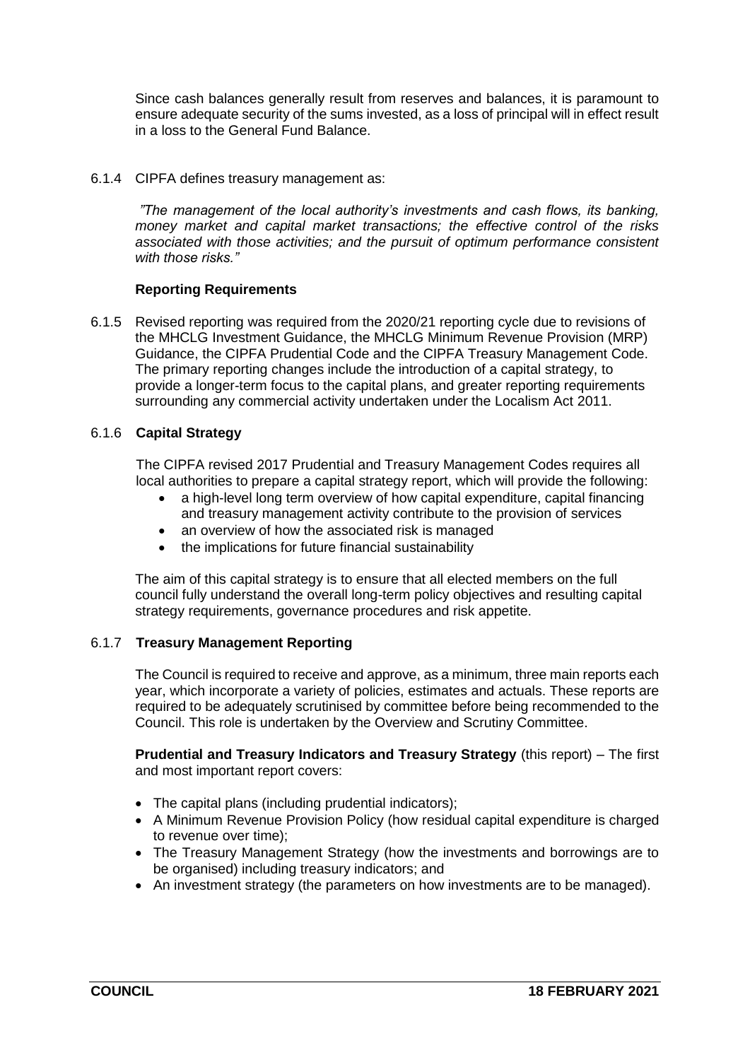Since cash balances generally result from reserves and balances, it is paramount to ensure adequate security of the sums invested, as a loss of principal will in effect result in a loss to the General Fund Balance.

6.1.4 CIPFA defines treasury management as:

*"The management of the local authority's investments and cash flows, its banking, money market and capital market transactions; the effective control of the risks associated with those activities; and the pursuit of optimum performance consistent with those risks."*

**Reporting Requirements**

6.1.5 Revised reporting was required from the 2020/21 reporting cycle due to revisions of the MHCLG Investment Guidance, the MHCLG Minimum Revenue Provision (MRP) Guidance, the CIPFA Prudential Code and the CIPFA Treasury Management Code. The primary reporting changes include the introduction of a capital strategy, to provide a longer-term focus to the capital plans, and greater reporting requirements surrounding any commercial activity undertaken under the Localism Act 2011.

6.1.6 **Capital Strategy**

The CIPFA revised 2017 Prudential and Treasury Management Codes requires all local authorities to prepare a capital strategy report, which will provide the following:

- a high-level long term overview of how capital expenditure, capital financing and treasury management activity contribute to the provision of services
- an overview of how the associated risk is managed
- the implications for future financial sustainability

The aim of this capital strategy is to ensure that all elected members on the full council fully understand the overall long-term policy objectives and resulting capital strategy requirements, governance procedures and risk appetite.

6.1.7 **Treasury Management Reporting**

The Council is required to receive and approve, as a minimum, three main reports each year, which incorporate a variety of policies, estimates and actuals. These reports are required to be adequately scrutinised by committee before being recommended to the Council. This role is undertaken by the Overview and Scrutiny Committee.

**Prudential and Treasury Indicators and Treasury Strategy** (this report) – The first and most important report covers:

- The capital plans (including prudential indicators);
- A Minimum Revenue Provision Policy (how residual capital expenditure is charged to revenue over time);
- The Treasury Management Strategy (how the investments and borrowings are to be organised) including treasury indicators; and
- An investment strategy (the parameters on how investments are to be managed).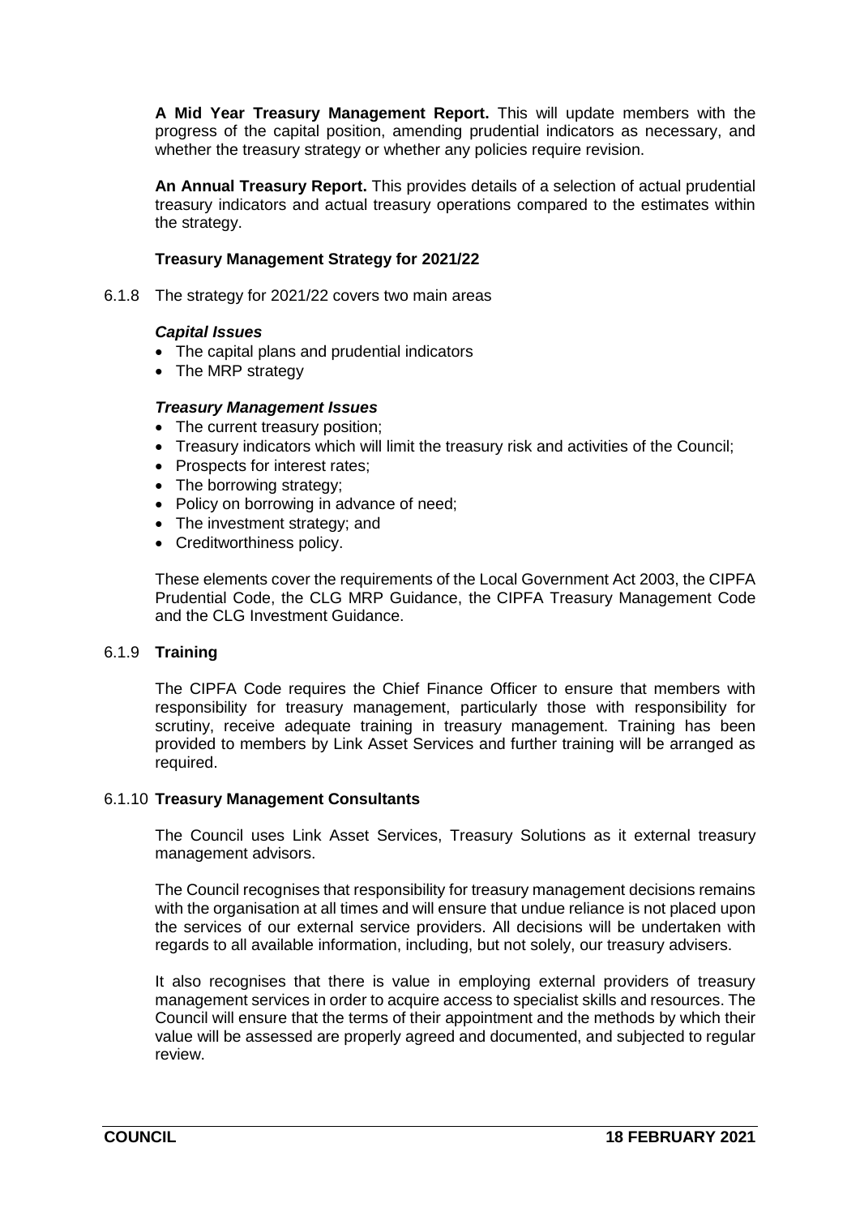**A Mid Year Treasury Management Report.** This will update members with the progress of the capital position, amending prudential indicators as necessary, and whether the treasury strategy or whether any policies require revision.

**An Annual Treasury Report.** This provides details of a selection of actual prudential treasury indicators and actual treasury operations compared to the estimates within the strategy.

**Treasury Management Strategy for 2021/22**

6.1.8 The strategy for 2021/22 covers two main areas

***Capital Issues***

- The capital plans and prudential indicators
- The MRP strategy

***Treasury Management Issues***

- The current treasury position;
- Treasury indicators which will limit the treasury risk and activities of the Council;
- Prospects for interest rates;
- The borrowing strategy;
- Policy on borrowing in advance of need;
- The investment strategy; and
- Creditworthiness policy.

These elements cover the requirements of the Local Government Act 2003, the CIPFA Prudential Code, the CLG MRP Guidance, the CIPFA Treasury Management Code and the CLG Investment Guidance.

6.1.9 **Training**

The CIPFA Code requires the Chief Finance Officer to ensure that members with responsibility for treasury management, particularly those with responsibility for scrutiny, receive adequate training in treasury management. Training has been provided to members by Link Asset Services and further training will be arranged as required.

6.1.10 **Treasury Management Consultants**

The Council uses Link Asset Services, Treasury Solutions as it external treasury management advisors.

The Council recognises that responsibility for treasury management decisions remains with the organisation at all times and will ensure that undue reliance is not placed upon the services of our external service providers. All decisions will be undertaken with regards to all available information, including, but not solely, our treasury advisers.

It also recognises that there is value in employing external providers of treasury management services in order to acquire access to specialist skills and resources. The Council will ensure that the terms of their appointment and the methods by which their value will be assessed are properly agreed and documented, and subjected to regular review.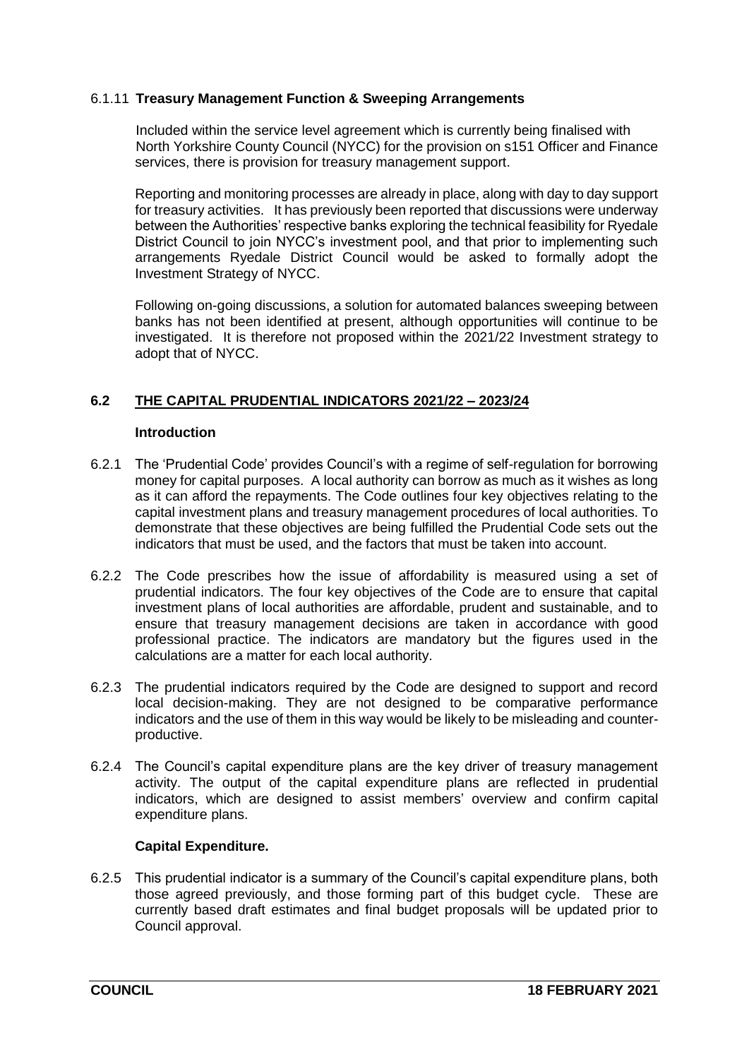### 6.1.11 **Treasury Management Function & Sweeping Arrangements**

Included within the service level agreement which is currently being finalised with North Yorkshire County Council (NYCC) for the provision on s151 Officer and Finance services, there is provision for treasury management support.

Reporting and monitoring processes are already in place, along with day to day support for treasury activities. It has previously been reported that discussions were underway between the Authorities' respective banks exploring the technical feasibility for Ryedale District Council to join NYCC's investment pool, and that prior to implementing such arrangements Ryedale District Council would be asked to formally adopt the Investment Strategy of NYCC.

Following on-going discussions, a solution for automated balances sweeping between banks has not been identified at present, although opportunities will continue to be investigated. It is therefore not proposed within the 2021/22 Investment strategy to adopt that of NYCC.

## 6.2 THE CAPITAL PRUDENTIAL INDICATORS 2021/22 – 2023/24

### Introduction

6.2.1 The 'Prudential Code' provides Council's with a regime of self-regulation for borrowing money for capital purposes. A local authority can borrow as much as it wishes as long as it can afford the repayments. The Code outlines four key objectives relating to the capital investment plans and treasury management procedures of local authorities. To demonstrate that these objectives are being fulfilled the Prudential Code sets out the indicators that must be used, and the factors that must be taken into account.

6.2.2 The Code prescribes how the issue of affordability is measured using a set of prudential indicators. The four key objectives of the Code are to ensure that capital investment plans of local authorities are affordable, prudent and sustainable, and to ensure that treasury management decisions are taken in accordance with good professional practice. The indicators are mandatory but the figures used in the calculations are a matter for each local authority.

6.2.3 The prudential indicators required by the Code are designed to support and record local decision-making. They are not designed to be comparative performance indicators and the use of them in this way would be likely to be misleading and counter-productive.

6.2.4 The Council's capital expenditure plans are the key driver of treasury management activity. The output of the capital expenditure plans are reflected in prudential indicators, which are designed to assist members' overview and confirm capital expenditure plans.

### Capital Expenditure.

6.2.5 This prudential indicator is a summary of the Council's capital expenditure plans, both those agreed previously, and those forming part of this budget cycle. These are currently based draft estimates and final budget proposals will be updated prior to Council approval.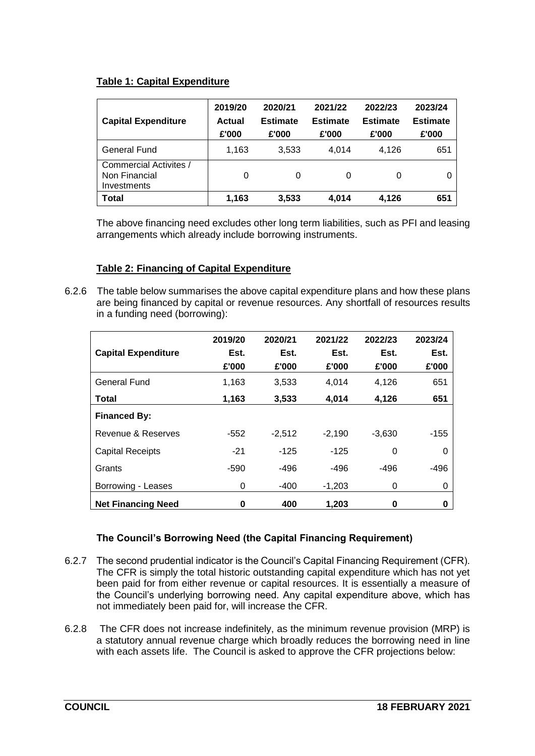**Table 1: Capital Expenditure**

| Capital Expenditure | 2019/20 Actual £'000 | 2020/21 Estimate £'000 | 2021/22 Estimate £'000 | 2022/23 Estimate £'000 | 2023/24 Estimate £'000 |
|---|---|---|---|---|---|
| General Fund | 1,163 | 3,533 | 4,014 | 4,126 | 651 |
| Commercial Activites / Non Financial Investments | 0 | 0 | 0 | 0 | 0 |
| **Total** | **1,163** | **3,533** | **4,014** | **4,126** | **651** |

The above financing need excludes other long term liabilities, such as PFI and leasing arrangements which already include borrowing instruments.

**Table 2: Financing of Capital Expenditure**

6.2.6 The table below summarises the above capital expenditure plans and how these plans are being financed by capital or revenue resources. Any shortfall of resources results in a funding need (borrowing):

| Capital Expenditure | 2019/20 Est. £'000 | 2020/21 Est. £'000 | 2021/22 Est. £'000 | 2022/23 Est. £'000 | 2023/24 Est. £'000 |
|---|---|---|---|---|---|
| General Fund | 1,163 | 3,533 | 4,014 | 4,126 | 651 |
| **Total** | **1,163** | **3,533** | **4,014** | **4,126** | **651** |
| **Financed By:** | | | | | |
| Revenue & Reserves | -552 | -2,512 | -2,190 | -3,630 | -155 |
| Capital Receipts | -21 | -125 | -125 | 0 | 0 |
| Grants | -590 | -496 | -496 | -496 | -496 |
| Borrowing - Leases | 0 | -400 | -1,203 | 0 | 0 |
| **Net Financing Need** | **0** | **400** | **1,203** | **0** | **0** |

**The Council's Borrowing Need (the Capital Financing Requirement)**

6.2.7 The second prudential indicator is the Council's Capital Financing Requirement (CFR). The CFR is simply the total historic outstanding capital expenditure which has not yet been paid for from either revenue or capital resources. It is essentially a measure of the Council's underlying borrowing need. Any capital expenditure above, which has not immediately been paid for, will increase the CFR.

6.2.8 The CFR does not increase indefinitely, as the minimum revenue provision (MRP) is a statutory annual revenue charge which broadly reduces the borrowing need in line with each assets life. The Council is asked to approve the CFR projections below: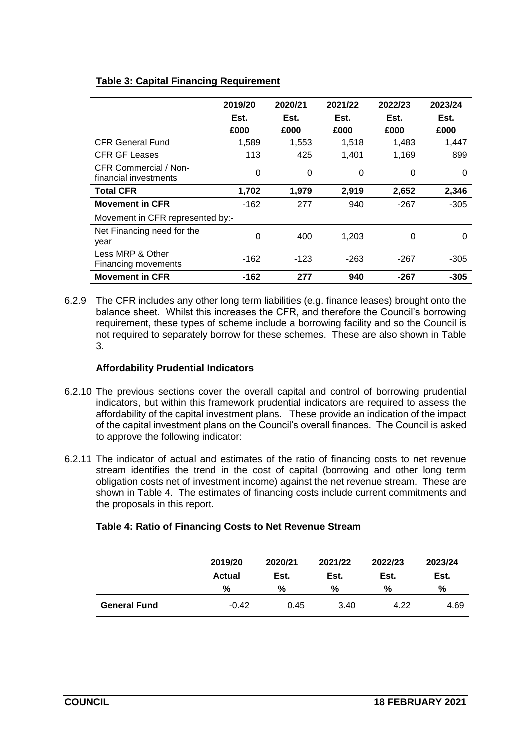**Table 3: Capital Financing Requirement**

| | 2019/20 Est. £000 | 2020/21 Est. £000 | 2021/22 Est. £000 | 2022/23 Est. £000 | 2023/24 Est. £000 |
|---|---|---|---|---|---|
| CFR General Fund | 1,589 | 1,553 | 1,518 | 1,483 | 1,447 |
| CFR GF Leases | 113 | 425 | 1,401 | 1,169 | 899 |
| CFR Commercial / Non-financial investments | 0 | 0 | 0 | 0 | 0 |
| **Total CFR** | **1,702** | **1,979** | **2,919** | **2,652** | **2,346** |
| **Movement in CFR** | -162 | 277 | 940 | -267 | -305 |
| Movement in CFR represented by:- | | | | | |
| Net Financing need for the year | 0 | 400 | 1,203 | 0 | 0 |
| Less MRP & Other Financing movements | -162 | -123 | -263 | -267 | -305 |
| **Movement in CFR** | **-162** | **277** | **940** | **-267** | **-305** |

6.2.9 The CFR includes any other long term liabilities (e.g. finance leases) brought onto the balance sheet. Whilst this increases the CFR, and therefore the Council's borrowing requirement, these types of scheme include a borrowing facility and so the Council is not required to separately borrow for these schemes. These are also shown in Table 3.

**Affordability Prudential Indicators**

6.2.10 The previous sections cover the overall capital and control of borrowing prudential indicators, but within this framework prudential indicators are required to assess the affordability of the capital investment plans. These provide an indication of the impact of the capital investment plans on the Council's overall finances. The Council is asked to approve the following indicator:

6.2.11 The indicator of actual and estimates of the ratio of financing costs to net revenue stream identifies the trend in the cost of capital (borrowing and other long term obligation costs net of investment income) against the net revenue stream. These are shown in Table 4. The estimates of financing costs include current commitments and the proposals in this report.

**Table 4: Ratio of Financing Costs to Net Revenue Stream**

| | 2019/20 Actual % | 2020/21 Est. % | 2021/22 Est. % | 2022/23 Est. % | 2023/24 Est. % |
|---|---|---|---|---|---|
| **General Fund** | -0.42 | 0.45 | 3.40 | 4.22 | 4.69 |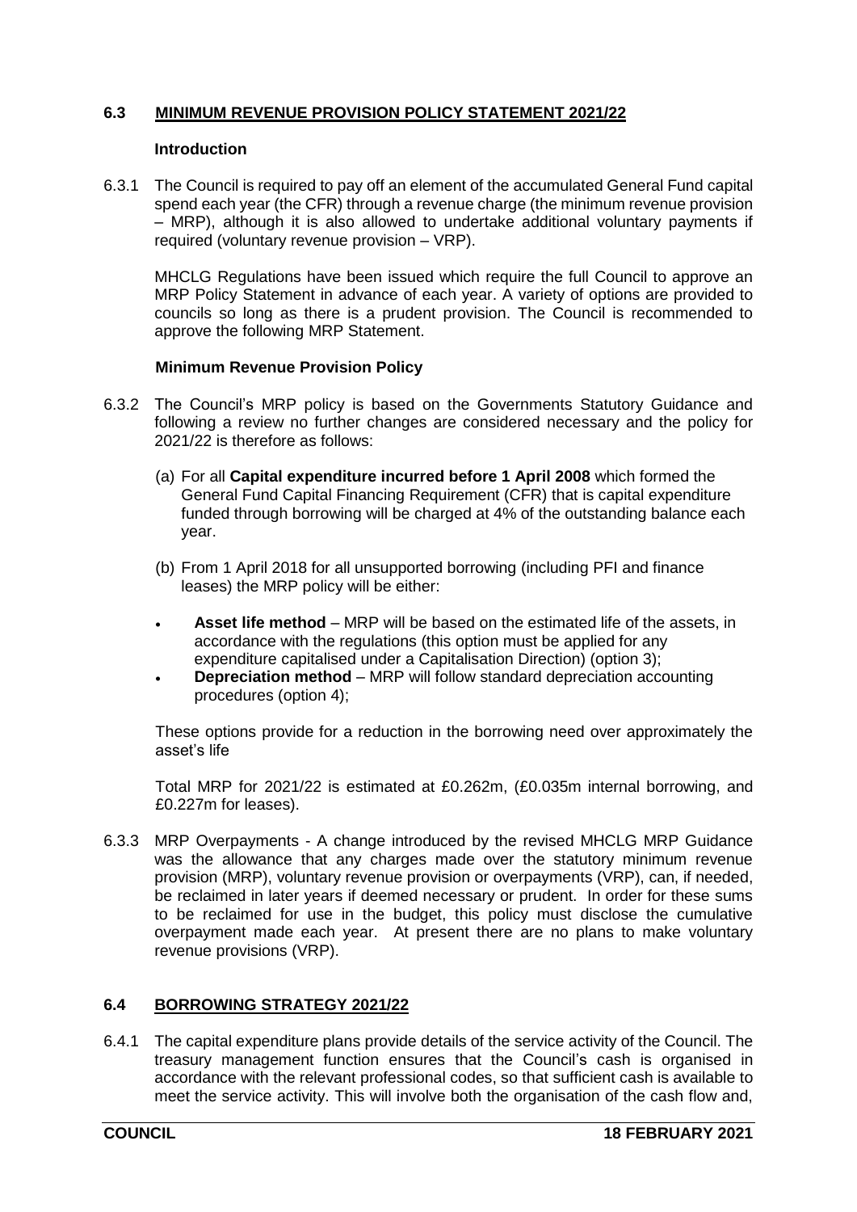## 6.3 MINIMUM REVENUE PROVISION POLICY STATEMENT 2021/22

### Introduction

6.3.1 The Council is required to pay off an element of the accumulated General Fund capital spend each year (the CFR) through a revenue charge (the minimum revenue provision – MRP), although it is also allowed to undertake additional voluntary payments if required (voluntary revenue provision – VRP).

MHCLG Regulations have been issued which require the full Council to approve an MRP Policy Statement in advance of each year. A variety of options are provided to councils so long as there is a prudent provision. The Council is recommended to approve the following MRP Statement.

### Minimum Revenue Provision Policy

6.3.2 The Council's MRP policy is based on the Governments Statutory Guidance and following a review no further changes are considered necessary and the policy for 2021/22 is therefore as follows:

(a) For all **Capital expenditure incurred before 1 April 2008** which formed the General Fund Capital Financing Requirement (CFR) that is capital expenditure funded through borrowing will be charged at 4% of the outstanding balance each year.

(b) From 1 April 2018 for all unsupported borrowing (including PFI and finance leases) the MRP policy will be either:

- **Asset life method** – MRP will be based on the estimated life of the assets, in accordance with the regulations (this option must be applied for any expenditure capitalised under a Capitalisation Direction) (option 3);
- **Depreciation method** – MRP will follow standard depreciation accounting procedures (option 4);

These options provide for a reduction in the borrowing need over approximately the asset's life

Total MRP for 2021/22 is estimated at £0.262m, (£0.035m internal borrowing, and £0.227m for leases).

6.3.3 MRP Overpayments - A change introduced by the revised MHCLG MRP Guidance was the allowance that any charges made over the statutory minimum revenue provision (MRP), voluntary revenue provision or overpayments (VRP), can, if needed, be reclaimed in later years if deemed necessary or prudent. In order for these sums to be reclaimed for use in the budget, this policy must disclose the cumulative overpayment made each year. At present there are no plans to make voluntary revenue provisions (VRP).

## 6.4 BORROWING STRATEGY 2021/22

6.4.1 The capital expenditure plans provide details of the service activity of the Council. The treasury management function ensures that the Council's cash is organised in accordance with the relevant professional codes, so that sufficient cash is available to meet the service activity. This will involve both the organisation of the cash flow and,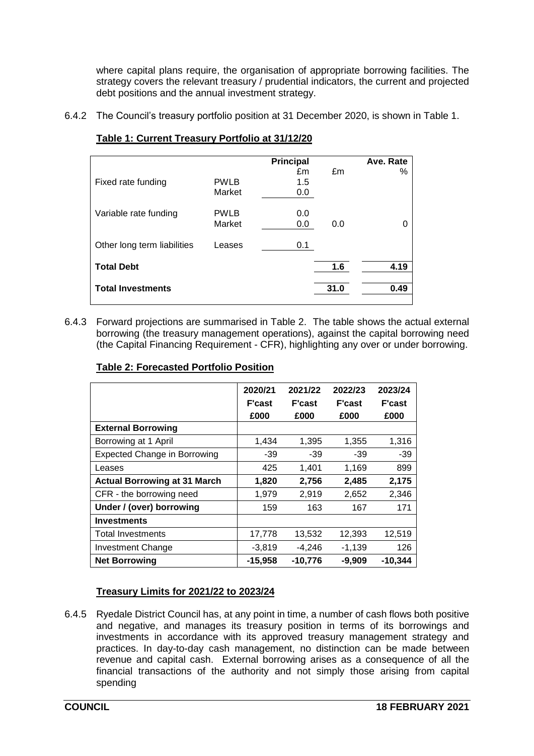where capital plans require, the organisation of appropriate borrowing facilities. The strategy covers the relevant treasury / prudential indicators, the current and projected debt positions and the annual investment strategy.

6.4.2 The Council's treasury portfolio position at 31 December 2020, is shown in Table 1.

**Table 1: Current Treasury Portfolio at 31/12/20**

| | | Principal £m | £m | Ave. Rate % |
|---|---|---|---|---|
| Fixed rate funding | PWLB | 1.5 | | |
| | Market | 0.0 | | |
| Variable rate funding | PWLB | 0.0 | | |
| | Market | 0.0 | 0.0 | 0 |
| Other long term liabilities | Leases | 0.1 | | |
| **Total Debt** | | | **1.6** | **4.19** |
| **Total Investments** | | | **31.0** | **0.49** |

6.4.3 Forward projections are summarised in Table 2. The table shows the actual external borrowing (the treasury management operations), against the capital borrowing need (the Capital Financing Requirement - CFR), highlighting any over or under borrowing.

**Table 2: Forecasted Portfolio Position**

| | 2020/21 F'cast £000 | 2021/22 F'cast £000 | 2022/23 F'cast £000 | 2023/24 F'cast £000 |
|---|---|---|---|---|
| **External Borrowing** | | | | |
| Borrowing at 1 April | 1,434 | 1,395 | 1,355 | 1,316 |
| Expected Change in Borrowing | -39 | -39 | -39 | -39 |
| Leases | 425 | 1,401 | 1,169 | 899 |
| **Actual Borrowing at 31 March** | **1,820** | **2,756** | **2,485** | **2,175** |
| CFR - the borrowing need | 1,979 | 2,919 | 2,652 | 2,346 |
| **Under / (over) borrowing** | 159 | 163 | 167 | 171 |
| **Investments** | | | | |
| Total Investments | 17,778 | 13,532 | 12,393 | 12,519 |
| Investment Change | -3,819 | -4,246 | -1,139 | 126 |
| **Net Borrowing** | **-15,958** | **-10,776** | **-9,909** | **-10,344** |

**Treasury Limits for 2021/22 to 2023/24**

6.4.5 Ryedale District Council has, at any point in time, a number of cash flows both positive and negative, and manages its treasury position in terms of its borrowings and investments in accordance with its approved treasury management strategy and practices. In day-to-day cash management, no distinction can be made between revenue and capital cash. External borrowing arises as a consequence of all the financial transactions of the authority and not simply those arising from capital spending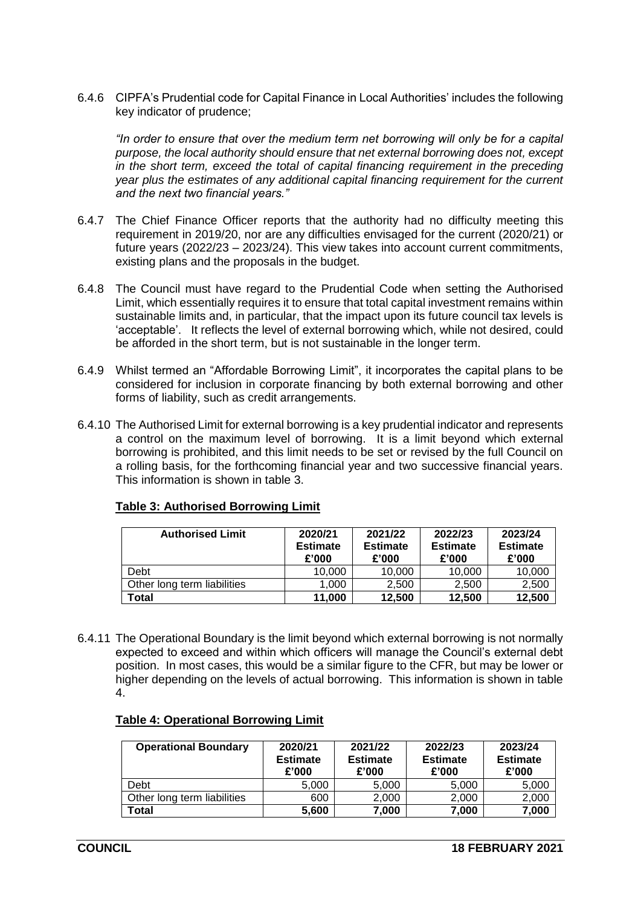6.4.6 CIPFA's Prudential code for Capital Finance in Local Authorities' includes the following key indicator of prudence;

*"In order to ensure that over the medium term net borrowing will only be for a capital purpose, the local authority should ensure that net external borrowing does not, except in the short term, exceed the total of capital financing requirement in the preceding year plus the estimates of any additional capital financing requirement for the current and the next two financial years."*

6.4.7 The Chief Finance Officer reports that the authority had no difficulty meeting this requirement in 2019/20, nor are any difficulties envisaged for the current (2020/21) or future years (2022/23 – 2023/24). This view takes into account current commitments, existing plans and the proposals in the budget.

6.4.8 The Council must have regard to the Prudential Code when setting the Authorised Limit, which essentially requires it to ensure that total capital investment remains within sustainable limits and, in particular, that the impact upon its future council tax levels is 'acceptable'. It reflects the level of external borrowing which, while not desired, could be afforded in the short term, but is not sustainable in the longer term.

6.4.9 Whilst termed an "Affordable Borrowing Limit", it incorporates the capital plans to be considered for inclusion in corporate financing by both external borrowing and other forms of liability, such as credit arrangements.

6.4.10 The Authorised Limit for external borrowing is a key prudential indicator and represents a control on the maximum level of borrowing. It is a limit beyond which external borrowing is prohibited, and this limit needs to be set or revised by the full Council on a rolling basis, for the forthcoming financial year and two successive financial years. This information is shown in table 3.

**Table 3: Authorised Borrowing Limit**

| Authorised Limit | 2020/21 Estimate £'000 | 2021/22 Estimate £'000 | 2022/23 Estimate £'000 | 2023/24 Estimate £'000 |
|---|---|---|---|---|
| Debt | 10,000 | 10,000 | 10,000 | 10,000 |
| Other long term liabilities | 1,000 | 2,500 | 2,500 | 2,500 |
| **Total** | **11,000** | **12,500** | **12,500** | **12,500** |

6.4.11 The Operational Boundary is the limit beyond which external borrowing is not normally expected to exceed and within which officers will manage the Council's external debt position. In most cases, this would be a similar figure to the CFR, but may be lower or higher depending on the levels of actual borrowing. This information is shown in table 4.

**Table 4: Operational Borrowing Limit**

| Operational Boundary | 2020/21 Estimate £'000 | 2021/22 Estimate £'000 | 2022/23 Estimate £'000 | 2023/24 Estimate £'000 |
|---|---|---|---|---|
| Debt | 5,000 | 5,000 | 5,000 | 5,000 |
| Other long term liabilities | 600 | 2,000 | 2,000 | 2,000 |
| **Total** | **5,600** | **7,000** | **7,000** | **7,000** |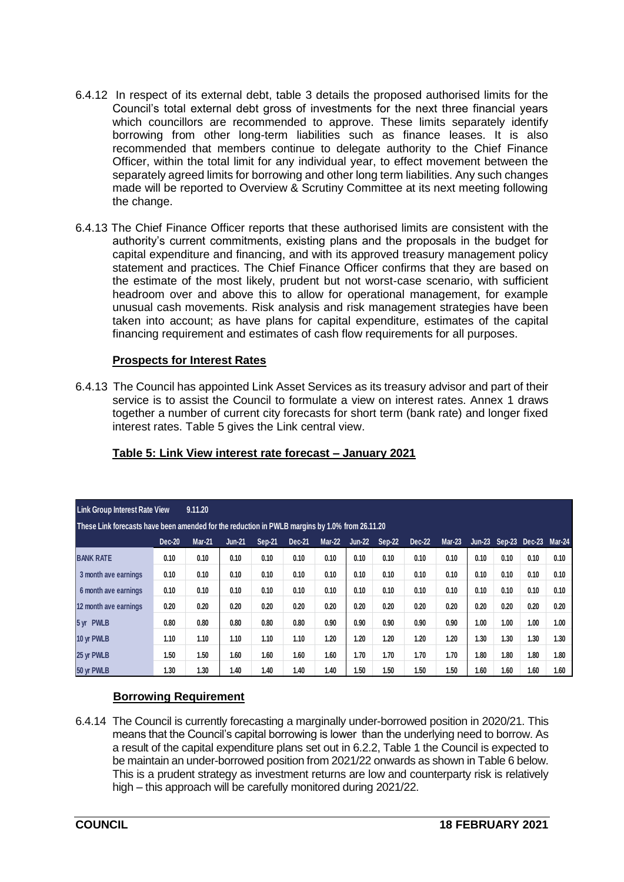6.4.12 In respect of its external debt, table 3 details the proposed authorised limits for the Council's total external debt gross of investments for the next three financial years which councillors are recommended to approve. These limits separately identify borrowing from other long-term liabilities such as finance leases. It is also recommended that members continue to delegate authority to the Chief Finance Officer, within the total limit for any individual year, to effect movement between the separately agreed limits for borrowing and other long term liabilities. Any such changes made will be reported to Overview & Scrutiny Committee at its next meeting following the change.

6.4.13 The Chief Finance Officer reports that these authorised limits are consistent with the authority's current commitments, existing plans and the proposals in the budget for capital expenditure and financing, and with its approved treasury management policy statement and practices. The Chief Finance Officer confirms that they are based on the estimate of the most likely, prudent but not worst-case scenario, with sufficient headroom over and above this to allow for operational management, for example unusual cash movements. Risk analysis and risk management strategies have been taken into account; as have plans for capital expenditure, estimates of the capital financing requirement and estimates of cash flow requirements for all purposes.

**Prospects for Interest Rates**

6.4.13 The Council has appointed Link Asset Services as its treasury advisor and part of their service is to assist the Council to formulate a view on interest rates. Annex 1 draws together a number of current city forecasts for short term (bank rate) and longer fixed interest rates. Table 5 gives the Link central view.

**Table 5: Link View interest rate forecast – January 2021**

| Link Group Interest Rate View 9.11.20 | | | | | | | | | | | | | | |
|---|---|---|---|---|---|---|---|---|---|---|---|---|---|---|
| These Link forecasts have been amended for the reduction in PWLB margins by 1.0% from 26.11.20 | | | | | | | | | | | | | | |
| | Dec-20 | Mar-21 | Jun-21 | Sep-21 | Dec-21 | Mar-22 | Jun-22 | Sep-22 | Dec-22 | Mar-23 | Jun-23 | Sep-23 | Dec-23 | Mar-24 |
| BANK RATE | 0.10 | 0.10 | 0.10 | 0.10 | 0.10 | 0.10 | 0.10 | 0.10 | 0.10 | 0.10 | 0.10 | 0.10 | 0.10 | 0.10 |
| 3 month ave earnings | 0.10 | 0.10 | 0.10 | 0.10 | 0.10 | 0.10 | 0.10 | 0.10 | 0.10 | 0.10 | 0.10 | 0.10 | 0.10 | 0.10 |
| 6 month ave earnings | 0.10 | 0.10 | 0.10 | 0.10 | 0.10 | 0.10 | 0.10 | 0.10 | 0.10 | 0.10 | 0.10 | 0.10 | 0.10 | 0.10 |
| 12 month ave earnings | 0.20 | 0.20 | 0.20 | 0.20 | 0.20 | 0.20 | 0.20 | 0.20 | 0.20 | 0.20 | 0.20 | 0.20 | 0.20 | 0.20 |
| 5 yr PWLB | 0.80 | 0.80 | 0.80 | 0.80 | 0.80 | 0.90 | 0.90 | 0.90 | 0.90 | 0.90 | 1.00 | 1.00 | 1.00 | 1.00 |
| 10 yr PWLB | 1.10 | 1.10 | 1.10 | 1.10 | 1.10 | 1.20 | 1.20 | 1.20 | 1.20 | 1.20 | 1.30 | 1.30 | 1.30 | 1.30 |
| 25 yr PWLB | 1.50 | 1.50 | 1.60 | 1.60 | 1.60 | 1.60 | 1.70 | 1.70 | 1.70 | 1.70 | 1.80 | 1.80 | 1.80 | 1.80 |
| 50 yr PWLB | 1.30 | 1.30 | 1.40 | 1.40 | 1.40 | 1.40 | 1.50 | 1.50 | 1.50 | 1.50 | 1.60 | 1.60 | 1.60 | 1.60 |

**Borrowing Requirement**

6.4.14 The Council is currently forecasting a marginally under-borrowed position in 2020/21. This means that the Council's capital borrowing is lower than the underlying need to borrow. As a result of the capital expenditure plans set out in 6.2.2, Table 1 the Council is expected to be maintain an under-borrowed position from 2021/22 onwards as shown in Table 6 below. This is a prudent strategy as investment returns are low and counterparty risk is relatively high – this approach will be carefully monitored during 2021/22.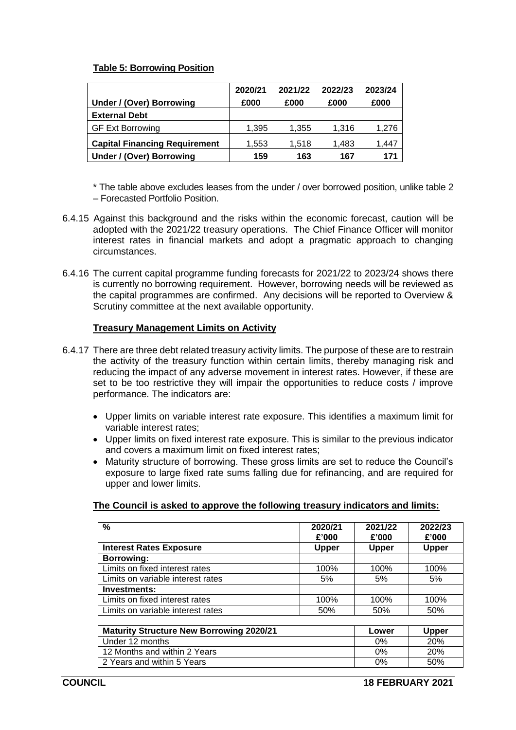**Table 5: Borrowing Position**

| Under / (Over) Borrowing | 2020/21 £000 | 2021/22 £000 | 2022/23 £000 | 2023/24 £000 |
|---|---|---|---|---|
| **External Debt** | | | | |
| GF Ext Borrowing | 1,395 | 1,355 | 1,316 | 1,276 |
| **Capital Financing Requirement** | 1,553 | 1,518 | 1,483 | 1,447 |
| **Under / (Over) Borrowing** | **159** | **163** | **167** | **171** |

* The table above excludes leases from the under / over borrowed position, unlike table 2 – Forecasted Portfolio Position.

6.4.15 Against this background and the risks within the economic forecast, caution will be adopted with the 2021/22 treasury operations. The Chief Finance Officer will monitor interest rates in financial markets and adopt a pragmatic approach to changing circumstances.

6.4.16 The current capital programme funding forecasts for 2021/22 to 2023/24 shows there is currently no borrowing requirement. However, borrowing needs will be reviewed as the capital programmes are confirmed. Any decisions will be reported to Overview & Scrutiny committee at the next available opportunity.

**Treasury Management Limits on Activity**

6.4.17 There are three debt related treasury activity limits. The purpose of these are to restrain the activity of the treasury function within certain limits, thereby managing risk and reducing the impact of any adverse movement in interest rates. However, if these are set to be too restrictive they will impair the opportunities to reduce costs / improve performance. The indicators are:

- Upper limits on variable interest rate exposure. This identifies a maximum limit for variable interest rates;
- Upper limits on fixed interest rate exposure. This is similar to the previous indicator and covers a maximum limit on fixed interest rates;
- Maturity structure of borrowing. These gross limits are set to reduce the Council's exposure to large fixed rate sums falling due for refinancing, and are required for upper and lower limits.

**The Council is asked to approve the following treasury indicators and limits:**

| % | 2020/21 £'000 | 2021/22 £'000 | 2022/23 £'000 |
|---|---|---|---|
| **Interest Rates Exposure** | **Upper** | **Upper** | **Upper** |
| **Borrowing:** | | | |
| Limits on fixed interest rates | 100% | 100% | 100% |
| Limits on variable interest rates | 5% | 5% | 5% |
| **Investments:** | | | |
| Limits on fixed interest rates | 100% | 100% | 100% |
| Limits on variable interest rates | 50% | 50% | 50% |
| | | | |
| **Maturity Structure New Borrowing 2020/21** | | **Lower** | **Upper** |
| Under 12 months | | 0% | 20% |
| 12 Months and within 2 Years | | 0% | 20% |
| 2 Years and within 5 Years | | 0% | 50% |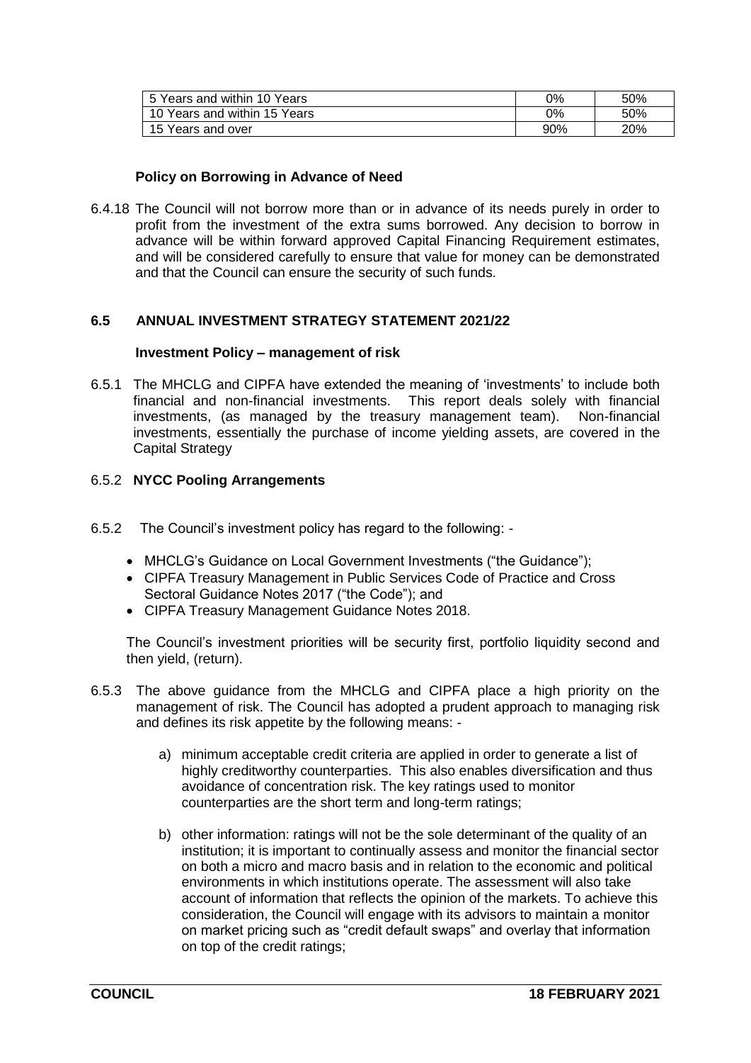| 5 Years and within 10 Years | 0% | 50% |
|---|---|---|
| 10 Years and within 15 Years | 0% | 50% |
| 15 Years and over | 90% | 20% |

**Policy on Borrowing in Advance of Need**

6.4.18 The Council will not borrow more than or in advance of its needs purely in order to profit from the investment of the extra sums borrowed. Any decision to borrow in advance will be within forward approved Capital Financing Requirement estimates, and will be considered carefully to ensure that value for money can be demonstrated and that the Council can ensure the security of such funds.

## 6.5 ANNUAL INVESTMENT STRATEGY STATEMENT 2021/22

**Investment Policy – management of risk**

6.5.1 The MHCLG and CIPFA have extended the meaning of 'investments' to include both financial and non-financial investments. This report deals solely with financial investments, (as managed by the treasury management team). Non-financial investments, essentially the purchase of income yielding assets, are covered in the Capital Strategy

6.5.2 **NYCC Pooling Arrangements**

6.5.2 The Council's investment policy has regard to the following: -

- MHCLG's Guidance on Local Government Investments ("the Guidance");
- CIPFA Treasury Management in Public Services Code of Practice and Cross Sectoral Guidance Notes 2017 ("the Code"); and
- CIPFA Treasury Management Guidance Notes 2018.

The Council's investment priorities will be security first, portfolio liquidity second and then yield, (return).

6.5.3 The above guidance from the MHCLG and CIPFA place a high priority on the management of risk. The Council has adopted a prudent approach to managing risk and defines its risk appetite by the following means: -

a) minimum acceptable credit criteria are applied in order to generate a list of highly creditworthy counterparties. This also enables diversification and thus avoidance of concentration risk. The key ratings used to monitor counterparties are the short term and long-term ratings;

b) other information: ratings will not be the sole determinant of the quality of an institution; it is important to continually assess and monitor the financial sector on both a micro and macro basis and in relation to the economic and political environments in which institutions operate. The assessment will also take account of information that reflects the opinion of the markets. To achieve this consideration, the Council will engage with its advisors to maintain a monitor on market pricing such as "credit default swaps" and overlay that information on top of the credit ratings;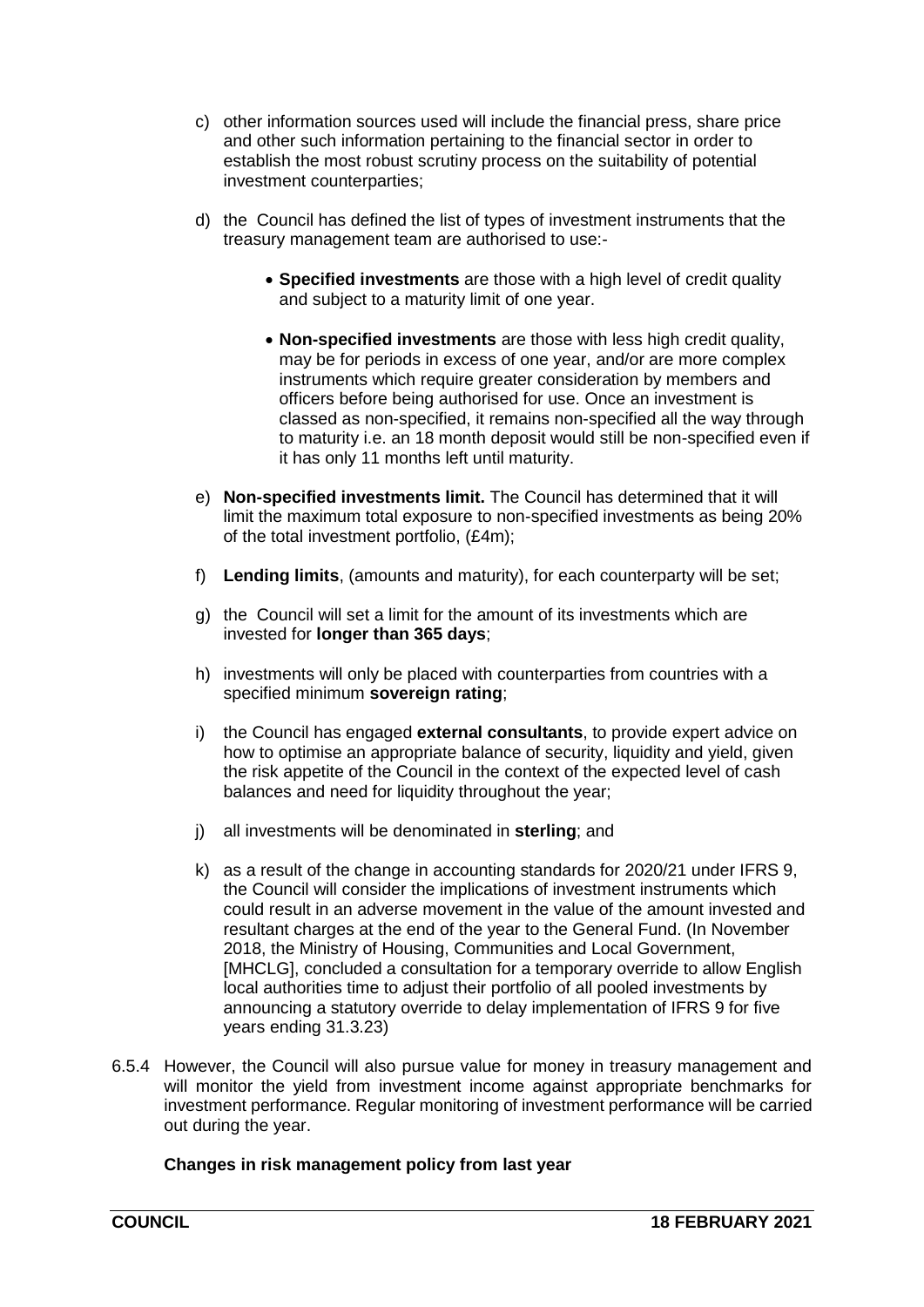c) other information sources used will include the financial press, share price and other such information pertaining to the financial sector in order to establish the most robust scrutiny process on the suitability of potential investment counterparties;

d) the Council has defined the list of types of investment instruments that the treasury management team are authorised to use:-

   - **Specified investments** are those with a high level of credit quality and subject to a maturity limit of one year.

   - **Non-specified investments** are those with less high credit quality, may be for periods in excess of one year, and/or are more complex instruments which require greater consideration by members and officers before being authorised for use. Once an investment is classed as non-specified, it remains non-specified all the way through to maturity i.e. an 18 month deposit would still be non-specified even if it has only 11 months left until maturity.

e) **Non-specified investments limit.** The Council has determined that it will limit the maximum total exposure to non-specified investments as being 20% of the total investment portfolio, (£4m);

f) **Lending limits**, (amounts and maturity), for each counterparty will be set;

g) the Council will set a limit for the amount of its investments which are invested for **longer than 365 days**;

h) investments will only be placed with counterparties from countries with a specified minimum **sovereign rating**;

i) the Council has engaged **external consultants**, to provide expert advice on how to optimise an appropriate balance of security, liquidity and yield, given the risk appetite of the Council in the context of the expected level of cash balances and need for liquidity throughout the year;

j) all investments will be denominated in **sterling**; and

k) as a result of the change in accounting standards for 2020/21 under IFRS 9, the Council will consider the implications of investment instruments which could result in an adverse movement in the value of the amount invested and resultant charges at the end of the year to the General Fund. (In November 2018, the Ministry of Housing, Communities and Local Government, [MHCLG], concluded a consultation for a temporary override to allow English local authorities time to adjust their portfolio of all pooled investments by announcing a statutory override to delay implementation of IFRS 9 for five years ending 31.3.23)

6.5.4 However, the Council will also pursue value for money in treasury management and will monitor the yield from investment income against appropriate benchmarks for investment performance. Regular monitoring of investment performance will be carried out during the year.

**Changes in risk management policy from last year**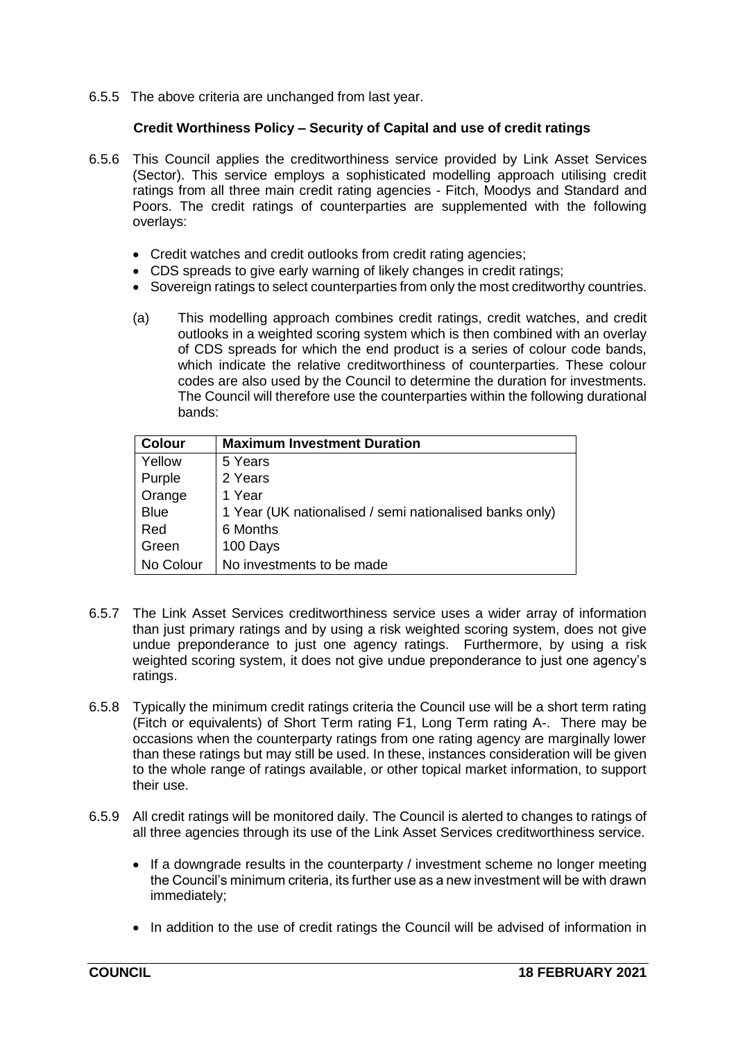6.5.5 The above criteria are unchanged from last year.

**Credit Worthiness Policy – Security of Capital and use of credit ratings**

6.5.6 This Council applies the creditworthiness service provided by Link Asset Services (Sector). This service employs a sophisticated modelling approach utilising credit ratings from all three main credit rating agencies - Fitch, Moodys and Standard and Poors. The credit ratings of counterparties are supplemented with the following overlays:

- Credit watches and credit outlooks from credit rating agencies;
- CDS spreads to give early warning of likely changes in credit ratings;
- Sovereign ratings to select counterparties from only the most creditworthy countries.

(a) This modelling approach combines credit ratings, credit watches, and credit outlooks in a weighted scoring system which is then combined with an overlay of CDS spreads for which the end product is a series of colour code bands, which indicate the relative creditworthiness of counterparties. These colour codes are also used by the Council to determine the duration for investments. The Council will therefore use the counterparties within the following durational bands:

| Colour | Maximum Investment Duration |
|---|---|
| Yellow | 5 Years |
| Purple | 2 Years |
| Orange | 1 Year |
| Blue | 1 Year (UK nationalised / semi nationalised banks only) |
| Red | 6 Months |
| Green | 100 Days |
| No Colour | No investments to be made |

6.5.7 The Link Asset Services creditworthiness service uses a wider array of information than just primary ratings and by using a risk weighted scoring system, does not give undue preponderance to just one agency ratings. Furthermore, by using a risk weighted scoring system, it does not give undue preponderance to just one agency's ratings.

6.5.8 Typically the minimum credit ratings criteria the Council use will be a short term rating (Fitch or equivalents) of Short Term rating F1, Long Term rating A-. There may be occasions when the counterparty ratings from one rating agency are marginally lower than these ratings but may still be used. In these, instances consideration will be given to the whole range of ratings available, or other topical market information, to support their use.

6.5.9 All credit ratings will be monitored daily. The Council is alerted to changes to ratings of all three agencies through its use of the Link Asset Services creditworthiness service.

- If a downgrade results in the counterparty / investment scheme no longer meeting the Council's minimum criteria, its further use as a new investment will be with drawn immediately;

- In addition to the use of credit ratings the Council will be advised of information in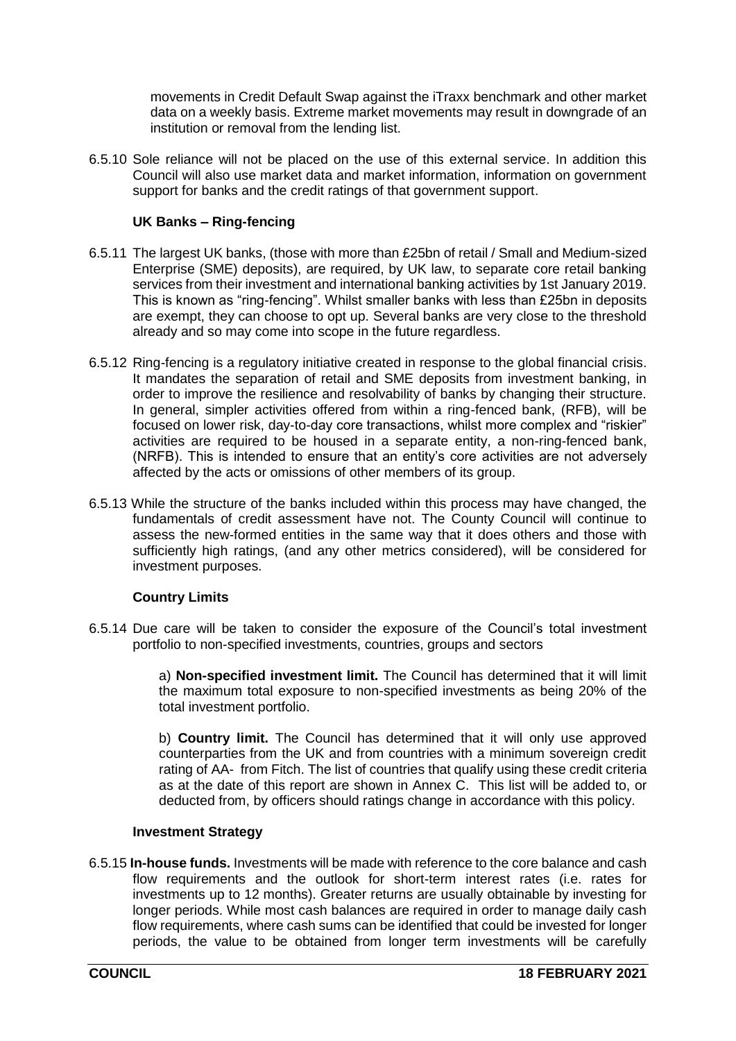movements in Credit Default Swap against the iTraxx benchmark and other market data on a weekly basis. Extreme market movements may result in downgrade of an institution or removal from the lending list.

6.5.10 Sole reliance will not be placed on the use of this external service. In addition this Council will also use market data and market information, information on government support for banks and the credit ratings of that government support.

**UK Banks – Ring-fencing**

6.5.11 The largest UK banks, (those with more than £25bn of retail / Small and Medium-sized Enterprise (SME) deposits), are required, by UK law, to separate core retail banking services from their investment and international banking activities by 1st January 2019. This is known as "ring-fencing". Whilst smaller banks with less than £25bn in deposits are exempt, they can choose to opt up. Several banks are very close to the threshold already and so may come into scope in the future regardless.

6.5.12 Ring-fencing is a regulatory initiative created in response to the global financial crisis. It mandates the separation of retail and SME deposits from investment banking, in order to improve the resilience and resolvability of banks by changing their structure. In general, simpler activities offered from within a ring-fenced bank, (RFB), will be focused on lower risk, day-to-day core transactions, whilst more complex and "riskier" activities are required to be housed in a separate entity, a non-ring-fenced bank, (NRFB). This is intended to ensure that an entity's core activities are not adversely affected by the acts or omissions of other members of its group.

6.5.13 While the structure of the banks included within this process may have changed, the fundamentals of credit assessment have not. The County Council will continue to assess the new-formed entities in the same way that it does others and those with sufficiently high ratings, (and any other metrics considered), will be considered for investment purposes.

**Country Limits**

6.5.14 Due care will be taken to consider the exposure of the Council's total investment portfolio to non-specified investments, countries, groups and sectors

a) **Non-specified investment limit.** The Council has determined that it will limit the maximum total exposure to non-specified investments as being 20% of the total investment portfolio.

b) **Country limit.** The Council has determined that it will only use approved counterparties from the UK and from countries with a minimum sovereign credit rating of AA- from Fitch. The list of countries that qualify using these credit criteria as at the date of this report are shown in Annex C. This list will be added to, or deducted from, by officers should ratings change in accordance with this policy.

**Investment Strategy**

6.5.15 **In-house funds.** Investments will be made with reference to the core balance and cash flow requirements and the outlook for short-term interest rates (i.e. rates for investments up to 12 months). Greater returns are usually obtainable by investing for longer periods. While most cash balances are required in order to manage daily cash flow requirements, where cash sums can be identified that could be invested for longer periods, the value to be obtained from longer term investments will be carefully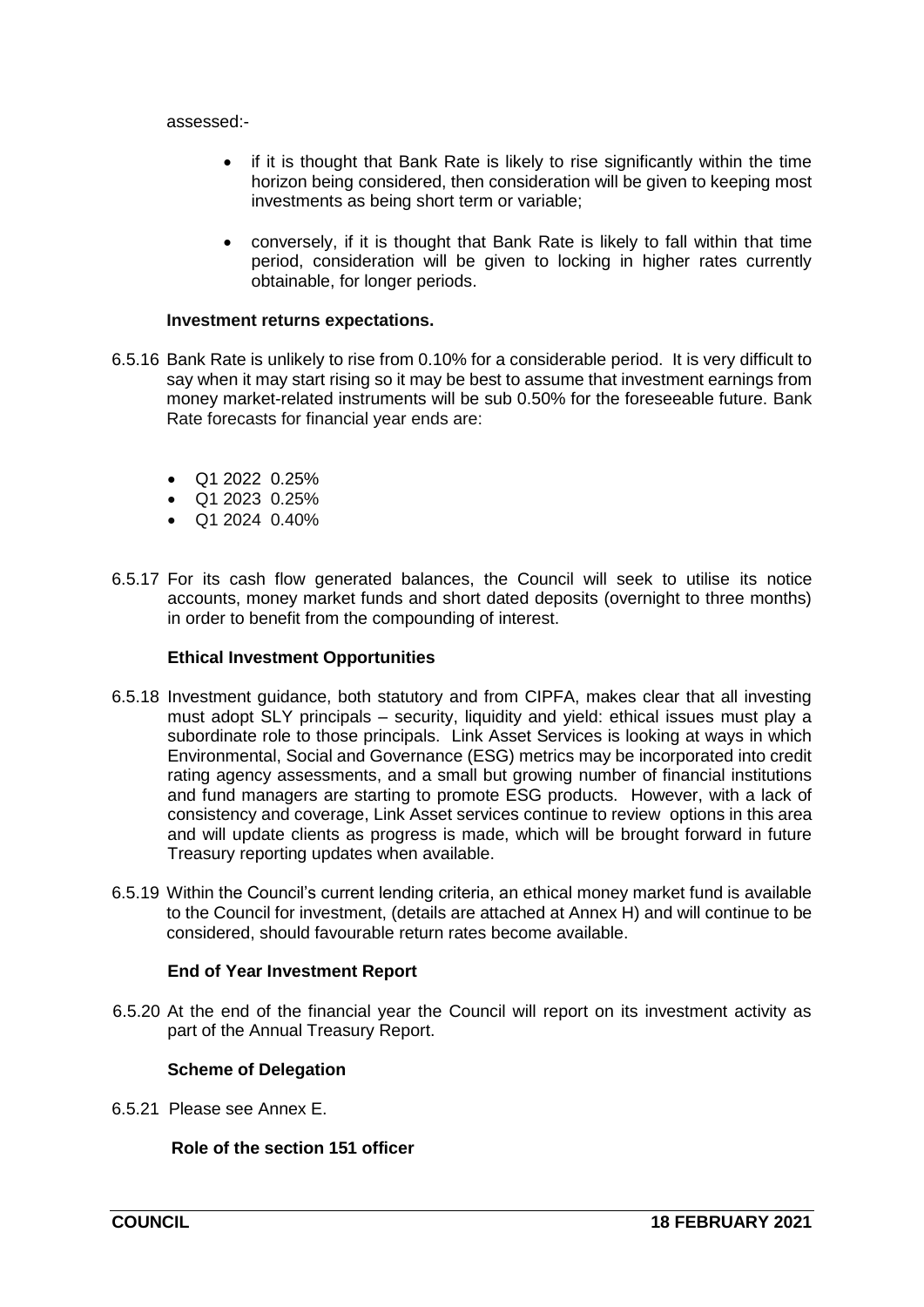assessed:-

- if it is thought that Bank Rate is likely to rise significantly within the time horizon being considered, then consideration will be given to keeping most investments as being short term or variable;

- conversely, if it is thought that Bank Rate is likely to fall within that time period, consideration will be given to locking in higher rates currently obtainable, for longer periods.

**Investment returns expectations.**

6.5.16 Bank Rate is unlikely to rise from 0.10% for a considerable period. It is very difficult to say when it may start rising so it may be best to assume that investment earnings from money market-related instruments will be sub 0.50% for the foreseeable future. Bank Rate forecasts for financial year ends are:

- Q1 2022 0.25%
- Q1 2023 0.25%
- Q1 2024 0.40%

6.5.17 For its cash flow generated balances, the Council will seek to utilise its notice accounts, money market funds and short dated deposits (overnight to three months) in order to benefit from the compounding of interest.

**Ethical Investment Opportunities**

6.5.18 Investment guidance, both statutory and from CIPFA, makes clear that all investing must adopt SLY principals – security, liquidity and yield: ethical issues must play a subordinate role to those principals. Link Asset Services is looking at ways in which Environmental, Social and Governance (ESG) metrics may be incorporated into credit rating agency assessments, and a small but growing number of financial institutions and fund managers are starting to promote ESG products. However, with a lack of consistency and coverage, Link Asset services continue to review options in this area and will update clients as progress is made, which will be brought forward in future Treasury reporting updates when available.

6.5.19 Within the Council's current lending criteria, an ethical money market fund is available to the Council for investment, (details are attached at Annex H) and will continue to be considered, should favourable return rates become available.

**End of Year Investment Report**

6.5.20 At the end of the financial year the Council will report on its investment activity as part of the Annual Treasury Report.

**Scheme of Delegation**

6.5.21 Please see Annex E.

**Role of the section 151 officer**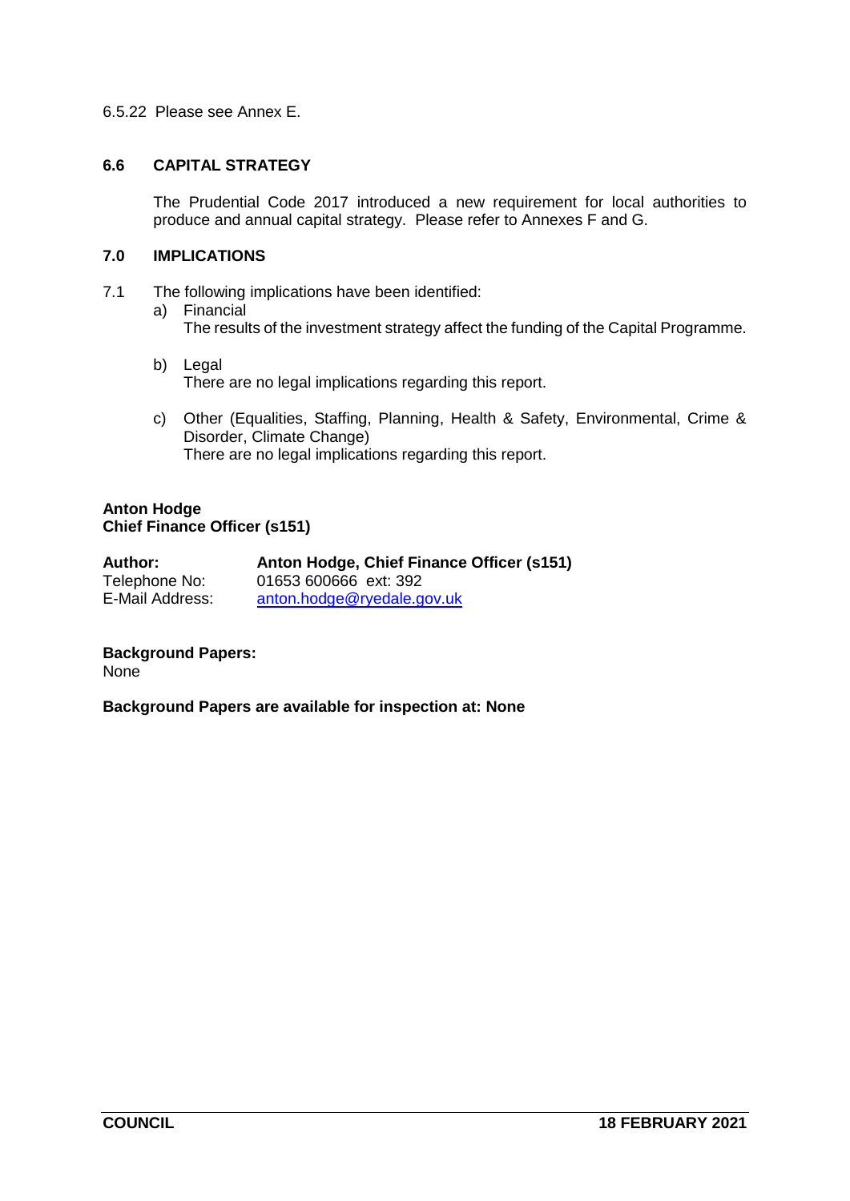6.5.22 Please see Annex E.

## 6.6 CAPITAL STRATEGY

The Prudential Code 2017 introduced a new requirement for local authorities to produce and annual capital strategy. Please refer to Annexes F and G.

## 7.0 IMPLICATIONS

7.1 The following implications have been identified:

a) Financial
The results of the investment strategy affect the funding of the Capital Programme.

b) Legal
There are no legal implications regarding this report.

c) Other (Equalities, Staffing, Planning, Health & Safety, Environmental, Crime & Disorder, Climate Change)
There are no legal implications regarding this report.

**Anton Hodge**
**Chief Finance Officer (s151)**

| | |
|---|---|
| **Author:** | **Anton Hodge, Chief Finance Officer (s151)** |
| Telephone No: | 01653 600666 ext: 392 |
| E-Mail Address: | anton.hodge@ryedale.gov.uk |

**Background Papers:**
None

**Background Papers are available for inspection at: None**